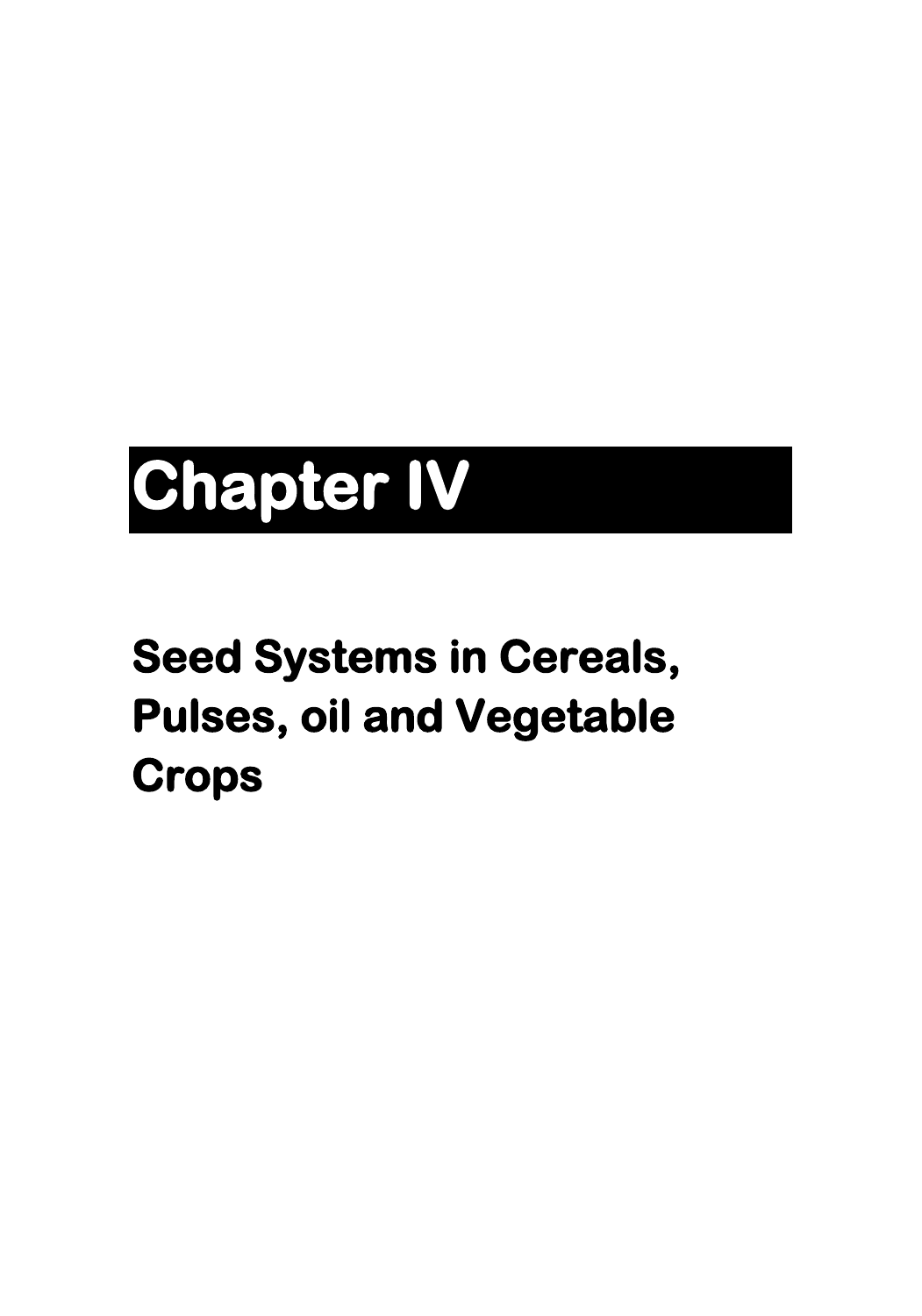# Chapter IV

## Seed Systems in Cereals, Pulses, oil and Vegetable Crops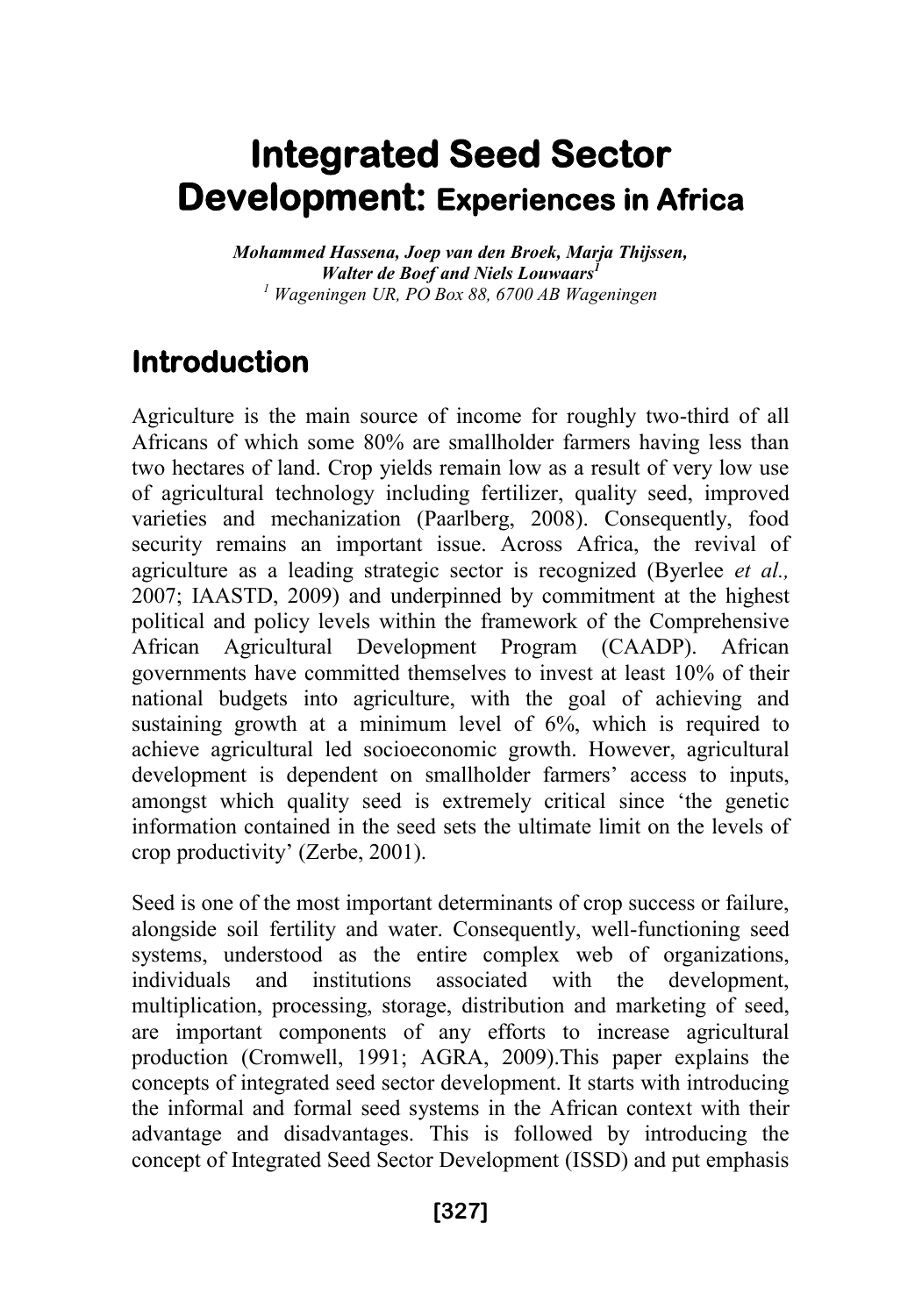# Integrated Seed Sector Development: Experiences in Africa

***Mohammed Hassena, Joep van den Broek, Marja Thijssen, Walter de Boef and Niels Louwaars*** [1]

[1] *Wageningen UR, PO Box 88, 6700 AB Wageningen*

## Introduction

Agriculture is the main source of income for roughly two-third of all Africans of which some 80% are smallholder farmers having less than two hectares of land. Crop yields remain low as a result of very low use of agricultural technology including fertilizer, quality seed, improved varieties and mechanization (Paarlberg, 2008). Consequently, food security remains an important issue. Across Africa, the revival of agriculture as a leading strategic sector is recognized (Byerlee *et al.,* 2007; IAASTD, 2009) and underpinned by commitment at the highest political and policy levels within the framework of the Comprehensive African Agricultural Development Program (CAADP). African governments have committed themselves to invest at least 10% of their national budgets into agriculture, with the goal of achieving and sustaining growth at a minimum level of 6%, which is required to achieve agricultural led socioeconomic growth. However, agricultural development is dependent on smallholder farmers' access to inputs, amongst which quality seed is extremely critical since 'the genetic information contained in the seed sets the ultimate limit on the levels of crop productivity' (Zerbe, 2001).

Seed is one of the most important determinants of crop success or failure, alongside soil fertility and water. Consequently, well-functioning seed systems, understood as the entire complex web of organizations, individuals and institutions associated with the development, multiplication, processing, storage, distribution and marketing of seed, are important components of any efforts to increase agricultural production (Cromwell, 1991; AGRA, 2009).This paper explains the concepts of integrated seed sector development. It starts with introducing the informal and formal seed systems in the African context with their advantage and disadvantages. This is followed by introducing the concept of Integrated Seed Sector Development (ISSD) and put emphasis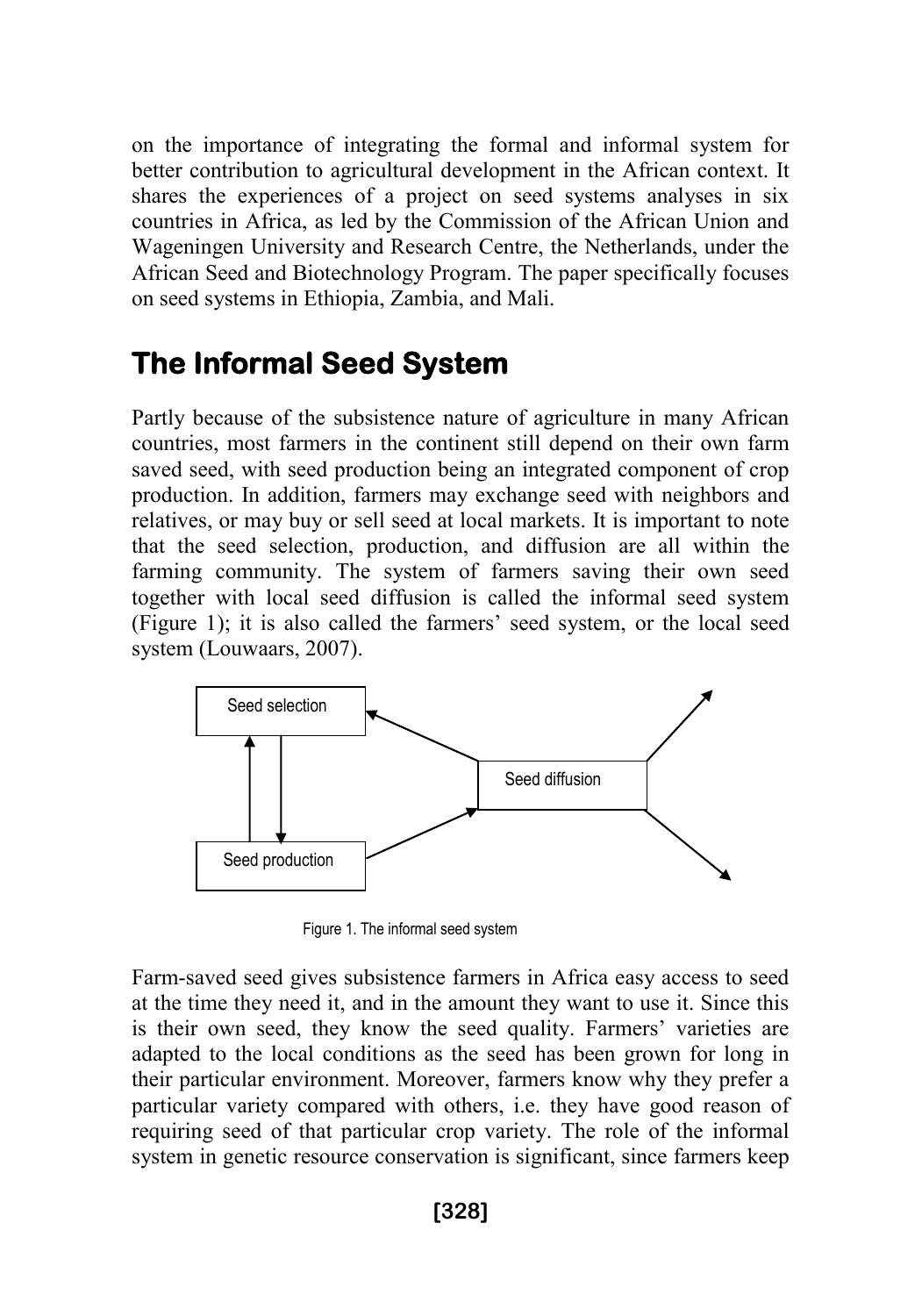on the importance of integrating the formal and informal system for better contribution to agricultural development in the African context. It shares the experiences of a project on seed systems analyses in six countries in Africa, as led by the Commission of the African Union and Wageningen University and Research Centre, the Netherlands, under the African Seed and Biotechnology Program. The paper specifically focuses on seed systems in Ethiopia, Zambia, and Mali.

## The Informal Seed System

Partly because of the subsistence nature of agriculture in many African countries, most farmers in the continent still depend on their own farm saved seed, with seed production being an integrated component of crop production. In addition, farmers may exchange seed with neighbors and relatives, or may buy or sell seed at local markets. It is important to note that the seed selection, production, and diffusion are all within the farming community. The system of farmers saving their own seed together with local seed diffusion is called the informal seed system (Figure 1); it is also called the farmers' seed system, or the local seed system (Louwaars, 2007).

Seed selection

Seed diffusion

Seed production

Figure 1. The informal seed system

Farm-saved seed gives subsistence farmers in Africa easy access to seed at the time they need it, and in the amount they want to use it. Since this is their own seed, they know the seed quality. Farmers' varieties are adapted to the local conditions as the seed has been grown for long in their particular environment. Moreover, farmers know why they prefer a particular variety compared with others, i.e. they have good reason of requiring seed of that particular crop variety. The role of the informal system in genetic resource conservation is significant, since farmers keep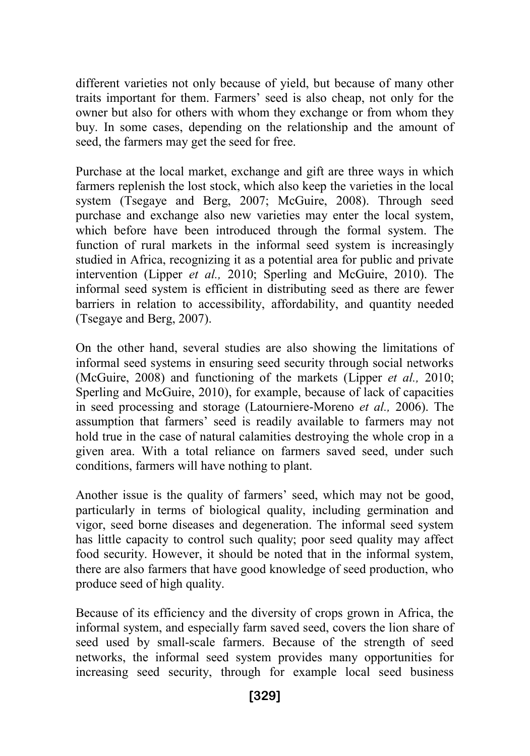different varieties not only because of yield, but because of many other traits important for them. Farmers' seed is also cheap, not only for the owner but also for others with whom they exchange or from whom they buy. In some cases, depending on the relationship and the amount of seed, the farmers may get the seed for free.

Purchase at the local market, exchange and gift are three ways in which farmers replenish the lost stock, which also keep the varieties in the local system (Tsegaye and Berg, 2007; McGuire, 2008). Through seed purchase and exchange also new varieties may enter the local system, which before have been introduced through the formal system. The function of rural markets in the informal seed system is increasingly studied in Africa, recognizing it as a potential area for public and private intervention (Lipper *et al.,* 2010; Sperling and McGuire, 2010). The informal seed system is efficient in distributing seed as there are fewer barriers in relation to accessibility, affordability, and quantity needed (Tsegaye and Berg, 2007).

On the other hand, several studies are also showing the limitations of informal seed systems in ensuring seed security through social networks (McGuire, 2008) and functioning of the markets (Lipper *et al.,* 2010; Sperling and McGuire, 2010), for example, because of lack of capacities in seed processing and storage (Latourniere-Moreno *et al.,* 2006). The assumption that farmers' seed is readily available to farmers may not hold true in the case of natural calamities destroying the whole crop in a given area. With a total reliance on farmers saved seed, under such conditions, farmers will have nothing to plant.

Another issue is the quality of farmers' seed, which may not be good, particularly in terms of biological quality, including germination and vigor, seed borne diseases and degeneration. The informal seed system has little capacity to control such quality; poor seed quality may affect food security. However, it should be noted that in the informal system, there are also farmers that have good knowledge of seed production, who produce seed of high quality.

Because of its efficiency and the diversity of crops grown in Africa, the informal system, and especially farm saved seed, covers the lion share of seed used by small-scale farmers. Because of the strength of seed networks, the informal seed system provides many opportunities for increasing seed security, through for example local seed business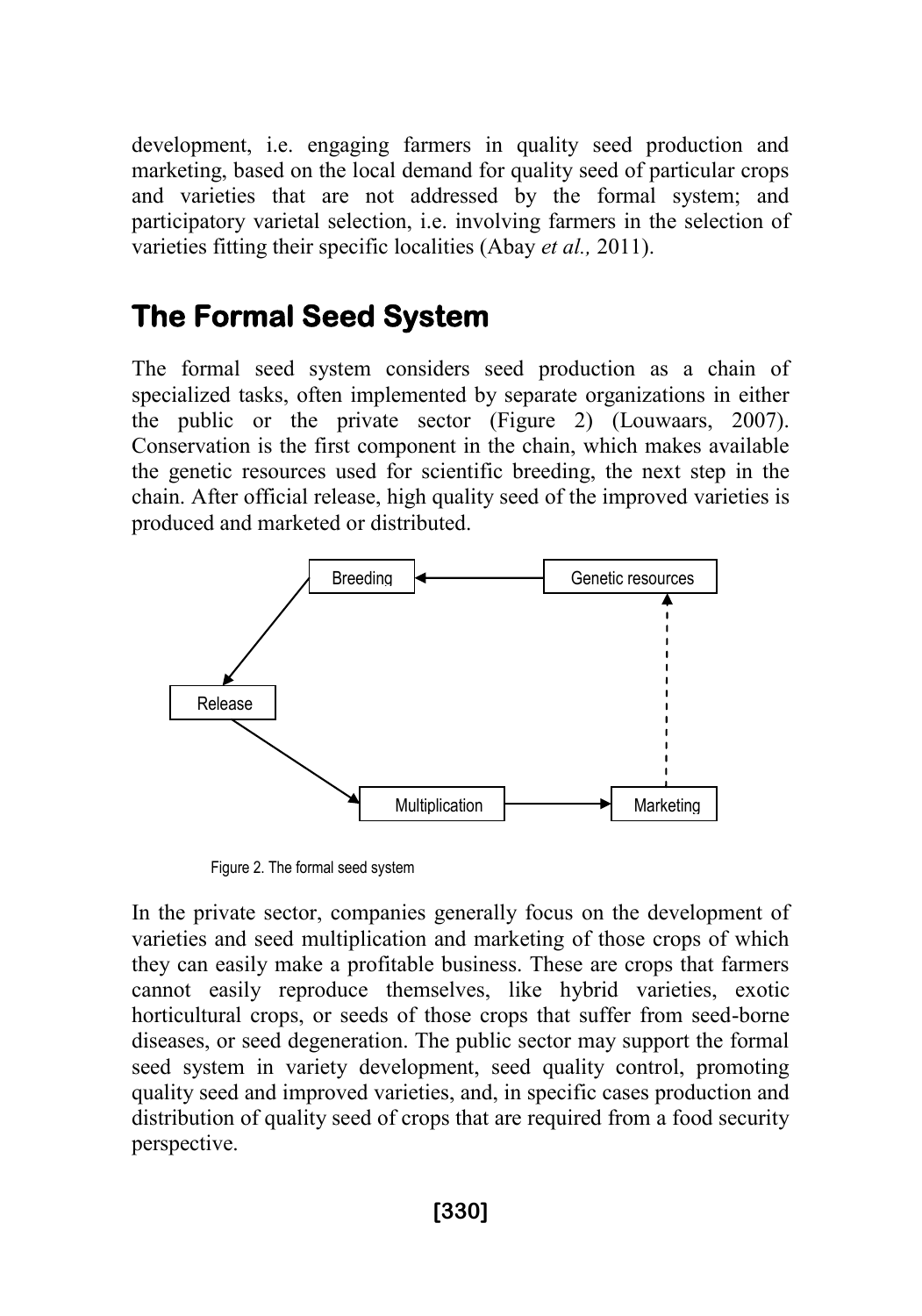development, i.e. engaging farmers in quality seed production and marketing, based on the local demand for quality seed of particular crops and varieties that are not addressed by the formal system; and participatory varietal selection, i.e. involving farmers in the selection of varieties fitting their specific localities (Abay *et al.,* 2011).

## The Formal Seed System

The formal seed system considers seed production as a chain of specialized tasks, often implemented by separate organizations in either the public or the private sector (Figure 2) (Louwaars, 2007). Conservation is the first component in the chain, which makes available the genetic resources used for scientific breeding, the next step in the chain. After official release, high quality seed of the improved varieties is produced and marketed or distributed.

Breeding ← Genetic resources

Release

Multiplication → Marketing

Figure 2. The formal seed system

In the private sector, companies generally focus on the development of varieties and seed multiplication and marketing of those crops of which they can easily make a profitable business. These are crops that farmers cannot easily reproduce themselves, like hybrid varieties, exotic horticultural crops, or seeds of those crops that suffer from seed-borne diseases, or seed degeneration. The public sector may support the formal seed system in variety development, seed quality control, promoting quality seed and improved varieties, and, in specific cases production and distribution of quality seed of crops that are required from a food security perspective.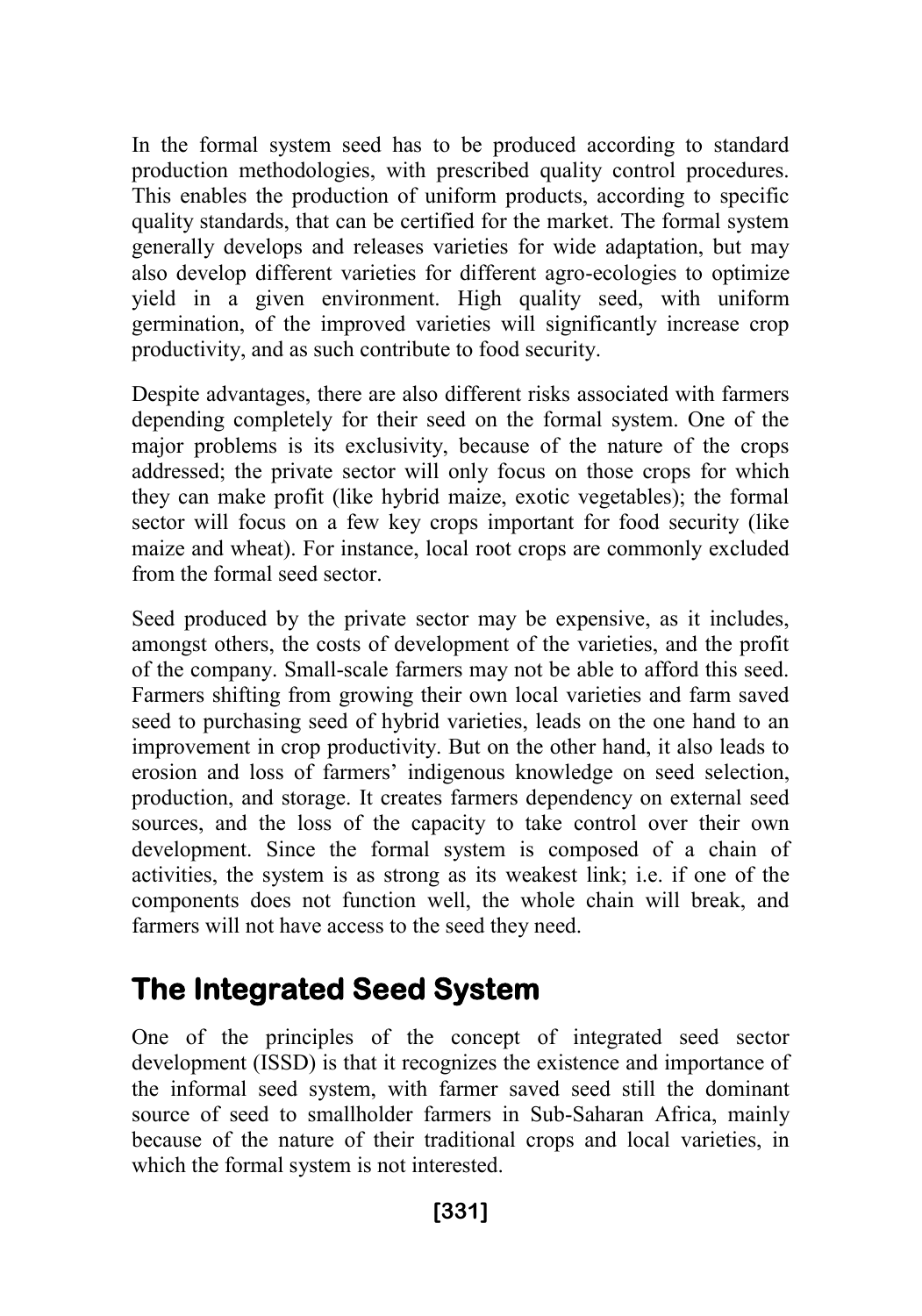In the formal system seed has to be produced according to standard production methodologies, with prescribed quality control procedures. This enables the production of uniform products, according to specific quality standards, that can be certified for the market. The formal system generally develops and releases varieties for wide adaptation, but may also develop different varieties for different agro-ecologies to optimize yield in a given environment. High quality seed, with uniform germination, of the improved varieties will significantly increase crop productivity, and as such contribute to food security.

Despite advantages, there are also different risks associated with farmers depending completely for their seed on the formal system. One of the major problems is its exclusivity, because of the nature of the crops addressed; the private sector will only focus on those crops for which they can make profit (like hybrid maize, exotic vegetables); the formal sector will focus on a few key crops important for food security (like maize and wheat). For instance, local root crops are commonly excluded from the formal seed sector.

Seed produced by the private sector may be expensive, as it includes, amongst others, the costs of development of the varieties, and the profit of the company. Small-scale farmers may not be able to afford this seed. Farmers shifting from growing their own local varieties and farm saved seed to purchasing seed of hybrid varieties, leads on the one hand to an improvement in crop productivity. But on the other hand, it also leads to erosion and loss of farmers' indigenous knowledge on seed selection, production, and storage. It creates farmers dependency on external seed sources, and the loss of the capacity to take control over their own development. Since the formal system is composed of a chain of activities, the system is as strong as its weakest link; i.e. if one of the components does not function well, the whole chain will break, and farmers will not have access to the seed they need.

## The Integrated Seed System

One of the principles of the concept of integrated seed sector development (ISSD) is that it recognizes the existence and importance of the informal seed system, with farmer saved seed still the dominant source of seed to smallholder farmers in Sub-Saharan Africa, mainly because of the nature of their traditional crops and local varieties, in which the formal system is not interested.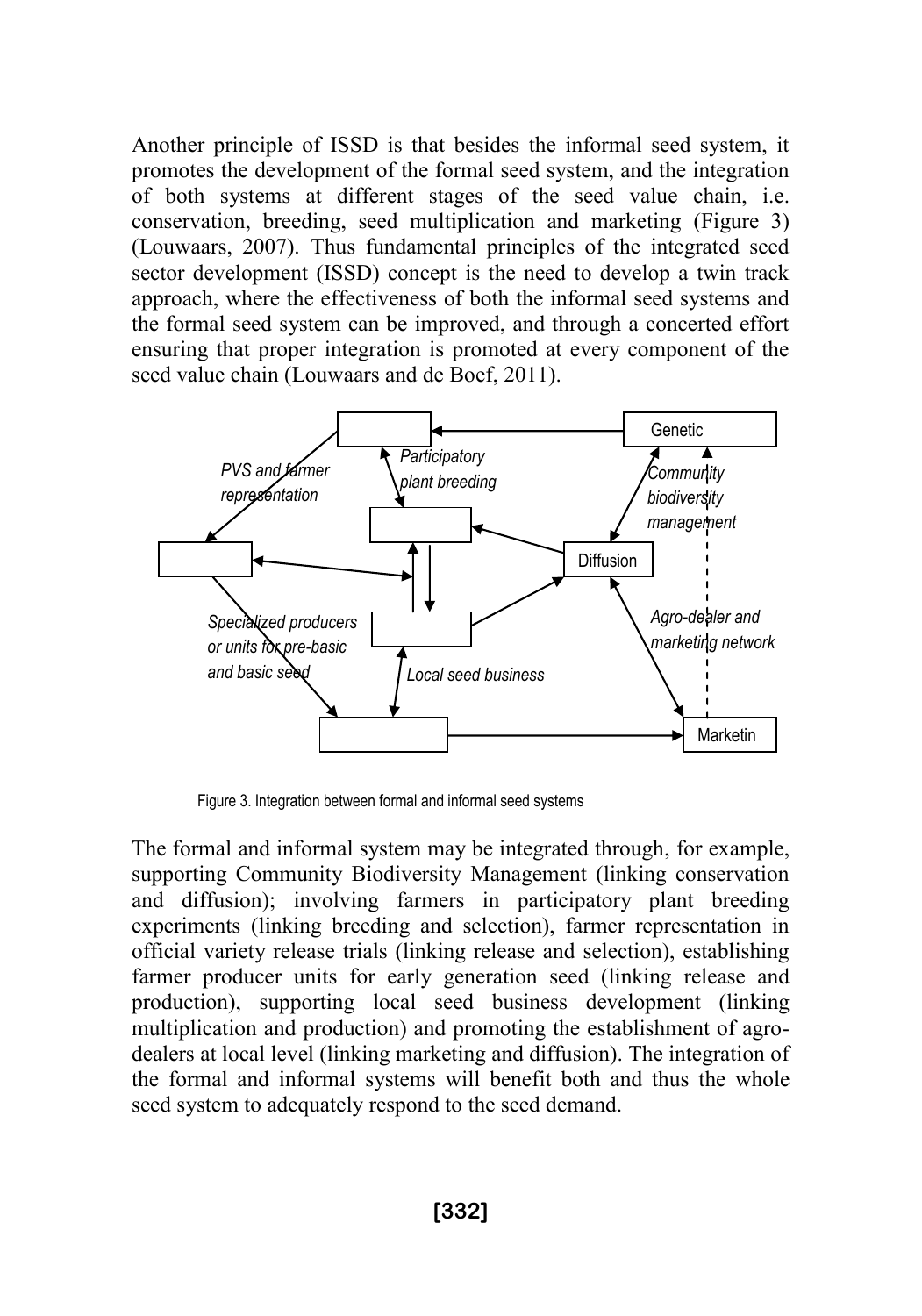Another principle of ISSD is that besides the informal seed system, it promotes the development of the formal seed system, and the integration of both systems at different stages of the seed value chain, i.e. conservation, breeding, seed multiplication and marketing (Figure 3) (Louwaars, 2007). Thus fundamental principles of the integrated seed sector development (ISSD) concept is the need to develop a twin track approach, where the effectiveness of both the informal seed systems and the formal seed system can be improved, and through a concerted effort ensuring that proper integration is promoted at every component of the seed value chain (Louwaars and de Boef, 2011).

Figure 3. Integration between formal and informal seed systems

The formal and informal system may be integrated through, for example, supporting Community Biodiversity Management (linking conservation and diffusion); involving farmers in participatory plant breeding experiments (linking breeding and selection), farmer representation in official variety release trials (linking release and selection), establishing farmer producer units for early generation seed (linking release and production), supporting local seed business development (linking multiplication and production) and promoting the establishment of agro-dealers at local level (linking marketing and diffusion). The integration of the formal and informal systems will benefit both and thus the whole seed system to adequately respond to the seed demand.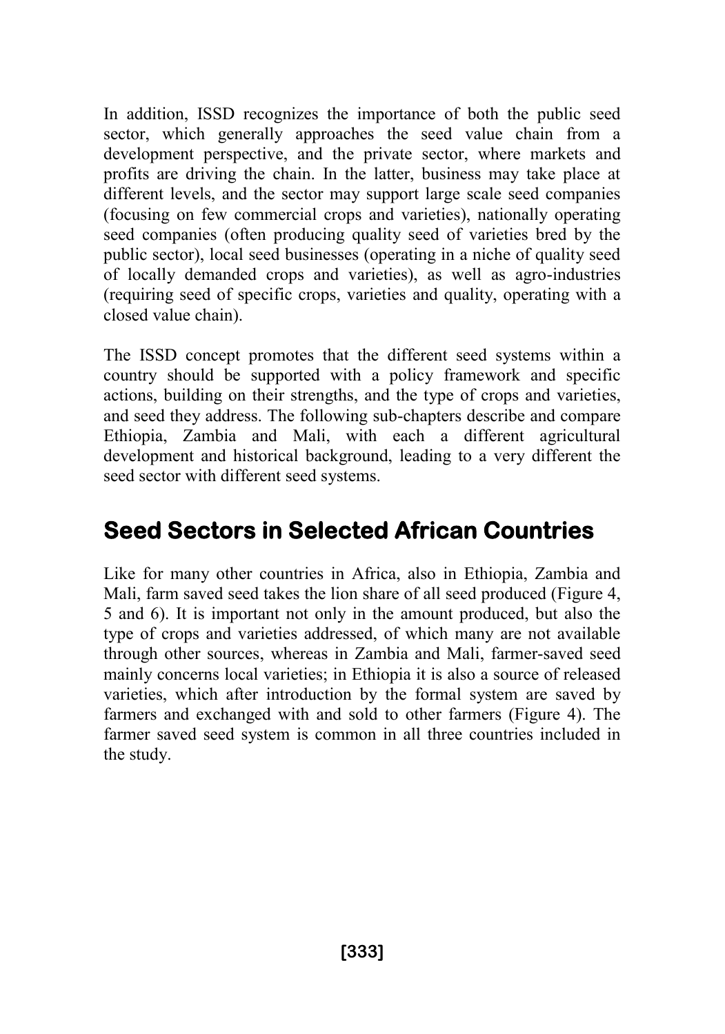In addition, ISSD recognizes the importance of both the public seed sector, which generally approaches the seed value chain from a development perspective, and the private sector, where markets and profits are driving the chain. In the latter, business may take place at different levels, and the sector may support large scale seed companies (focusing on few commercial crops and varieties), nationally operating seed companies (often producing quality seed of varieties bred by the public sector), local seed businesses (operating in a niche of quality seed of locally demanded crops and varieties), as well as agro-industries (requiring seed of specific crops, varieties and quality, operating with a closed value chain).

The ISSD concept promotes that the different seed systems within a country should be supported with a policy framework and specific actions, building on their strengths, and the type of crops and varieties, and seed they address. The following sub-chapters describe and compare Ethiopia, Zambia and Mali, with each a different agricultural development and historical background, leading to a very different the seed sector with different seed systems.

## Seed Sectors in Selected African Countries

Like for many other countries in Africa, also in Ethiopia, Zambia and Mali, farm saved seed takes the lion share of all seed produced (Figure 4, 5 and 6). It is important not only in the amount produced, but also the type of crops and varieties addressed, of which many are not available through other sources, whereas in Zambia and Mali, farmer-saved seed mainly concerns local varieties; in Ethiopia it is also a source of released varieties, which after introduction by the formal system are saved by farmers and exchanged with and sold to other farmers (Figure 4). The farmer saved seed system is common in all three countries included in the study.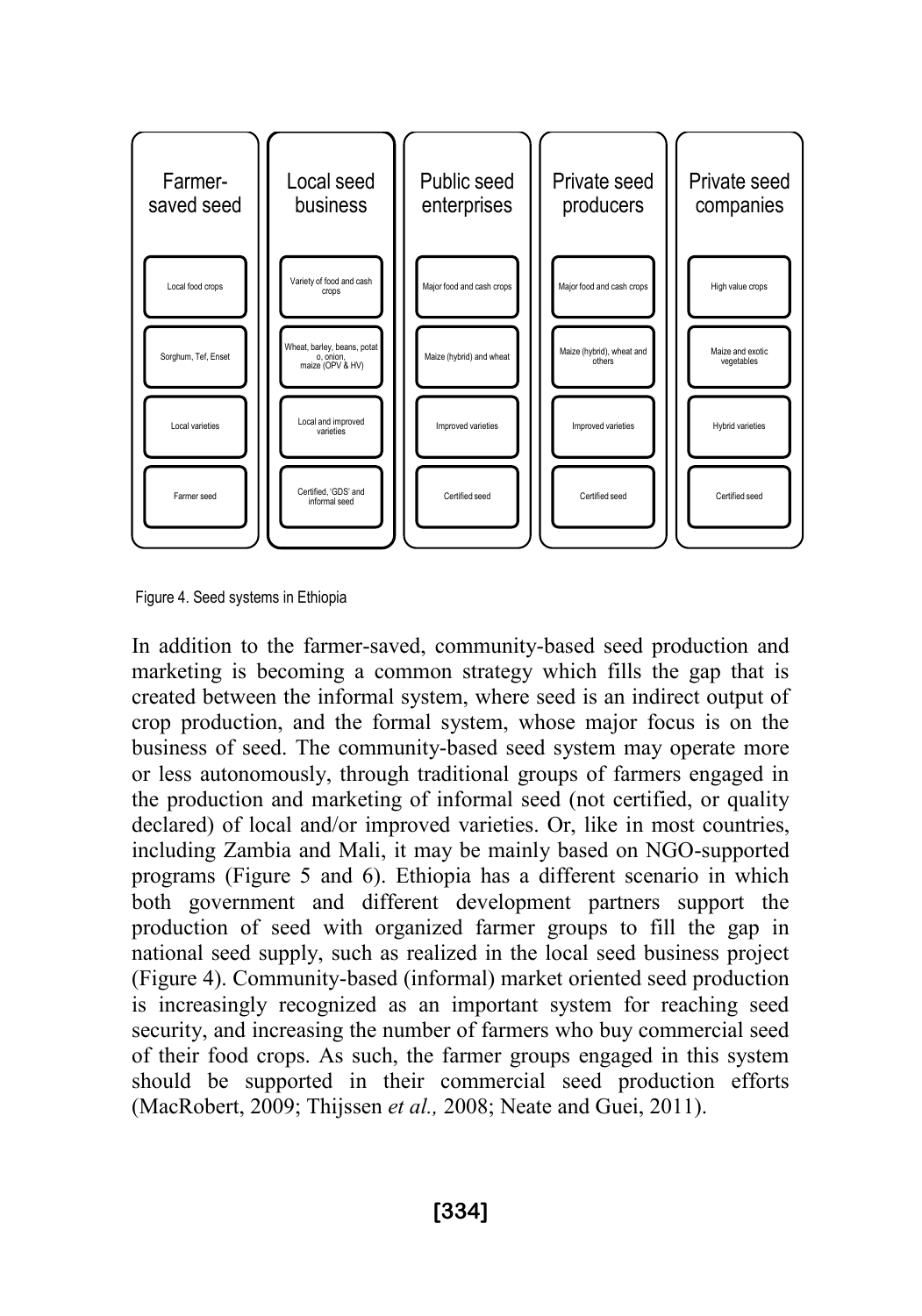| Farmer-saved seed | Local seed business | Public seed enterprises | Private seed producers | Private seed companies |
|---|---|---|---|---|
| Local food crops | Variety of food and cash crops | Major food and cash crops | Major food and cash crops | High value crops |
| Sorghum, Tef, Enset | Wheat, barley, beans, potato, onion, maize (OPV & HV) | Maize (hybrid) and wheat | Maize (hybrid), wheat and others | Maize and exotic vegetables |
| Local varieties | Local and improved varieties | Improved varieties | Improved varieties | Hybrid varieties |
| Farmer seed | Certified, 'GDS' and informal seed | Certified seed | Certified seed | Certified seed |

Figure 4. Seed systems in Ethiopia

In addition to the farmer-saved, community-based seed production and marketing is becoming a common strategy which fills the gap that is created between the informal system, where seed is an indirect output of crop production, and the formal system, whose major focus is on the business of seed. The community-based seed system may operate more or less autonomously, through traditional groups of farmers engaged in the production and marketing of informal seed (not certified, or quality declared) of local and/or improved varieties. Or, like in most countries, including Zambia and Mali, it may be mainly based on NGO-supported programs (Figure 5 and 6). Ethiopia has a different scenario in which both government and different development partners support the production of seed with organized farmer groups to fill the gap in national seed supply, such as realized in the local seed business project (Figure 4). Community-based (informal) market oriented seed production is increasingly recognized as an important system for reaching seed security, and increasing the number of farmers who buy commercial seed of their food crops. As such, the farmer groups engaged in this system should be supported in their commercial seed production efforts (MacRobert, 2009; Thijssen *et al.,* 2008; Neate and Guei, 2011).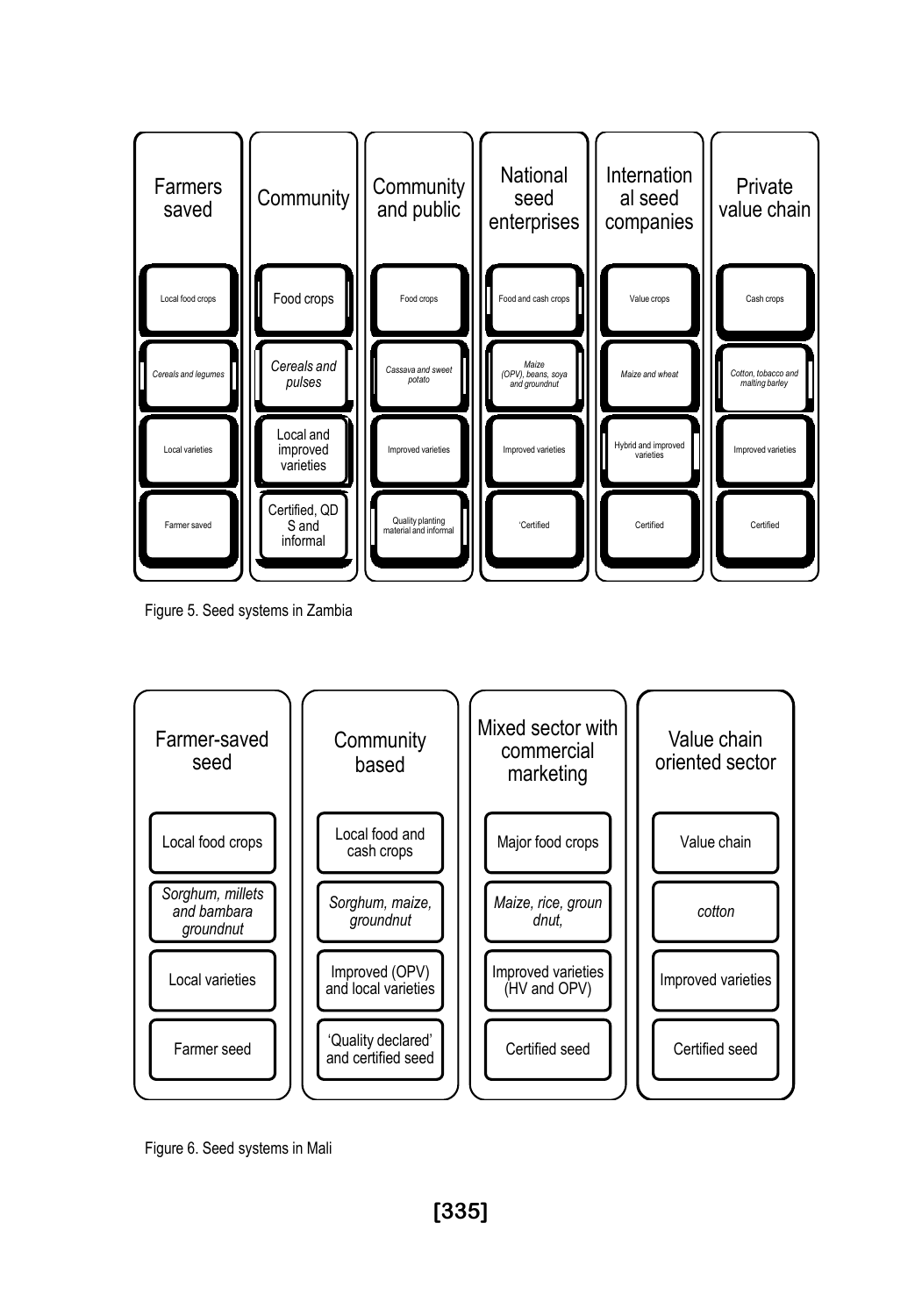| Farmers saved | Community | Community and public | National seed enterprises | International seed companies | Private value chain |
|---|---|---|---|---|---|
| Local food crops | Food crops | Food crops | Food and cash crops | Value crops | Cash crops |
| *Cereals and legumes* | *Cereals and pulses* | *Cassava and sweet potato* | *Maize (OPV), beans, soya and groundnut* | *Maize and wheat* | *Cotton, tobacco and malting barley* |
| Local varieties | Local and improved varieties | Improved varieties | Improved varieties | Hybrid and improved varieties | Improved varieties |
| Farmer saved | Certified, QDS and informal | Quality planting material and informal | 'Certified | Certified | Certified |

Figure 5. Seed systems in Zambia

| Farmer-saved seed | Community based | Mixed sector with commercial marketing | Value chain oriented sector |
|---|---|---|---|
| Local food crops | Local food and cash crops | Major food crops | Value chain |
| *Sorghum, millets and bambara groundnut* | *Sorghum, maize, groundnut* | *Maize, rice, groundnut,* | *cotton* |
| Local varieties | Improved (OPV) and local varieties | Improved varieties (HV and OPV) | Improved varieties |
| Farmer seed | 'Quality declared' and certified seed | Certified seed | Certified seed |

Figure 6. Seed systems in Mali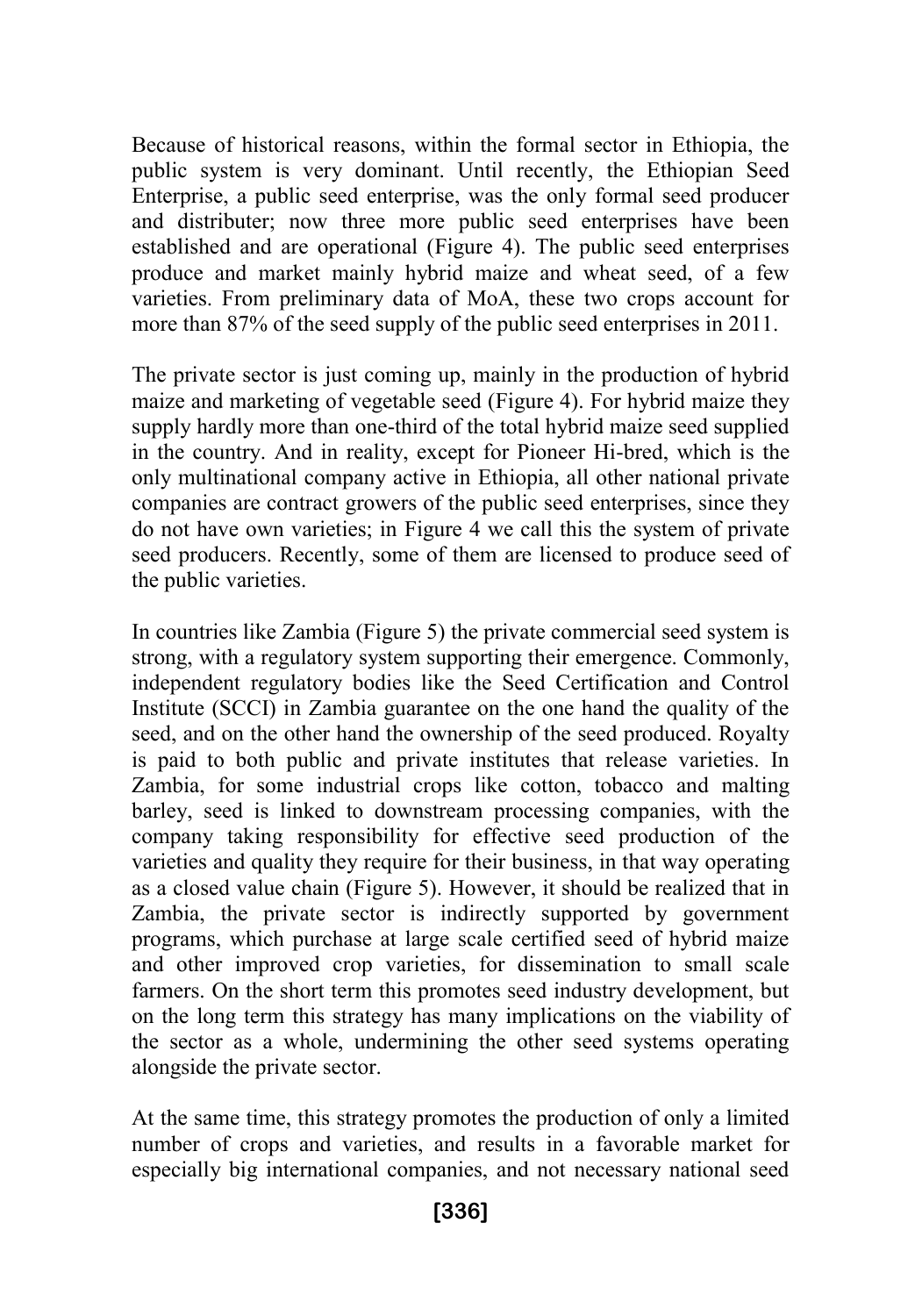Because of historical reasons, within the formal sector in Ethiopia, the public system is very dominant. Until recently, the Ethiopian Seed Enterprise, a public seed enterprise, was the only formal seed producer and distributer; now three more public seed enterprises have been established and are operational (Figure 4). The public seed enterprises produce and market mainly hybrid maize and wheat seed, of a few varieties. From preliminary data of MoA, these two crops account for more than 87% of the seed supply of the public seed enterprises in 2011.

The private sector is just coming up, mainly in the production of hybrid maize and marketing of vegetable seed (Figure 4). For hybrid maize they supply hardly more than one-third of the total hybrid maize seed supplied in the country. And in reality, except for Pioneer Hi-bred, which is the only multinational company active in Ethiopia, all other national private companies are contract growers of the public seed enterprises, since they do not have own varieties; in Figure 4 we call this the system of private seed producers. Recently, some of them are licensed to produce seed of the public varieties.

In countries like Zambia (Figure 5) the private commercial seed system is strong, with a regulatory system supporting their emergence. Commonly, independent regulatory bodies like the Seed Certification and Control Institute (SCCI) in Zambia guarantee on the one hand the quality of the seed, and on the other hand the ownership of the seed produced. Royalty is paid to both public and private institutes that release varieties. In Zambia, for some industrial crops like cotton, tobacco and malting barley, seed is linked to downstream processing companies, with the company taking responsibility for effective seed production of the varieties and quality they require for their business, in that way operating as a closed value chain (Figure 5). However, it should be realized that in Zambia, the private sector is indirectly supported by government programs, which purchase at large scale certified seed of hybrid maize and other improved crop varieties, for dissemination to small scale farmers. On the short term this promotes seed industry development, but on the long term this strategy has many implications on the viability of the sector as a whole, undermining the other seed systems operating alongside the private sector.

At the same time, this strategy promotes the production of only a limited number of crops and varieties, and results in a favorable market for especially big international companies, and not necessary national seed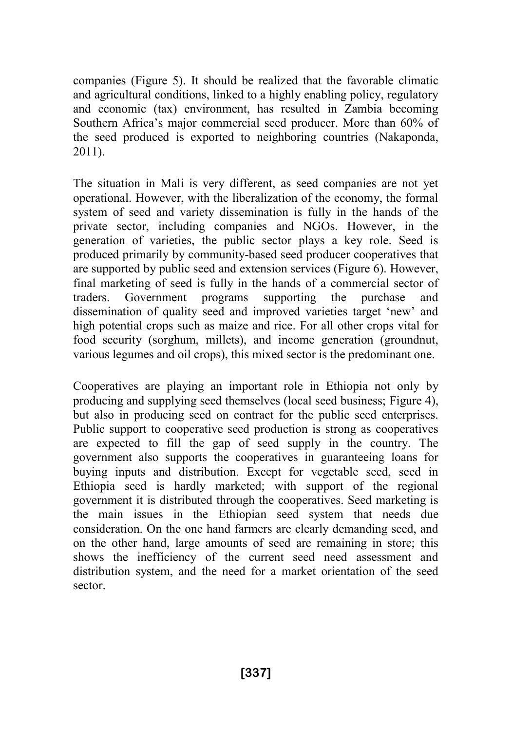companies (Figure 5). It should be realized that the favorable climatic and agricultural conditions, linked to a highly enabling policy, regulatory and economic (tax) environment, has resulted in Zambia becoming Southern Africa's major commercial seed producer. More than 60% of the seed produced is exported to neighboring countries (Nakaponda, 2011).

The situation in Mali is very different, as seed companies are not yet operational. However, with the liberalization of the economy, the formal system of seed and variety dissemination is fully in the hands of the private sector, including companies and NGOs. However, in the generation of varieties, the public sector plays a key role. Seed is produced primarily by community-based seed producer cooperatives that are supported by public seed and extension services (Figure 6). However, final marketing of seed is fully in the hands of a commercial sector of traders. Government programs supporting the purchase and dissemination of quality seed and improved varieties target 'new' and high potential crops such as maize and rice. For all other crops vital for food security (sorghum, millets), and income generation (groundnut, various legumes and oil crops), this mixed sector is the predominant one.

Cooperatives are playing an important role in Ethiopia not only by producing and supplying seed themselves (local seed business; Figure 4), but also in producing seed on contract for the public seed enterprises. Public support to cooperative seed production is strong as cooperatives are expected to fill the gap of seed supply in the country. The government also supports the cooperatives in guaranteeing loans for buying inputs and distribution. Except for vegetable seed, seed in Ethiopia seed is hardly marketed; with support of the regional government it is distributed through the cooperatives. Seed marketing is the main issues in the Ethiopian seed system that needs due consideration. On the one hand farmers are clearly demanding seed, and on the other hand, large amounts of seed are remaining in store; this shows the inefficiency of the current seed need assessment and distribution system, and the need for a market orientation of the seed sector.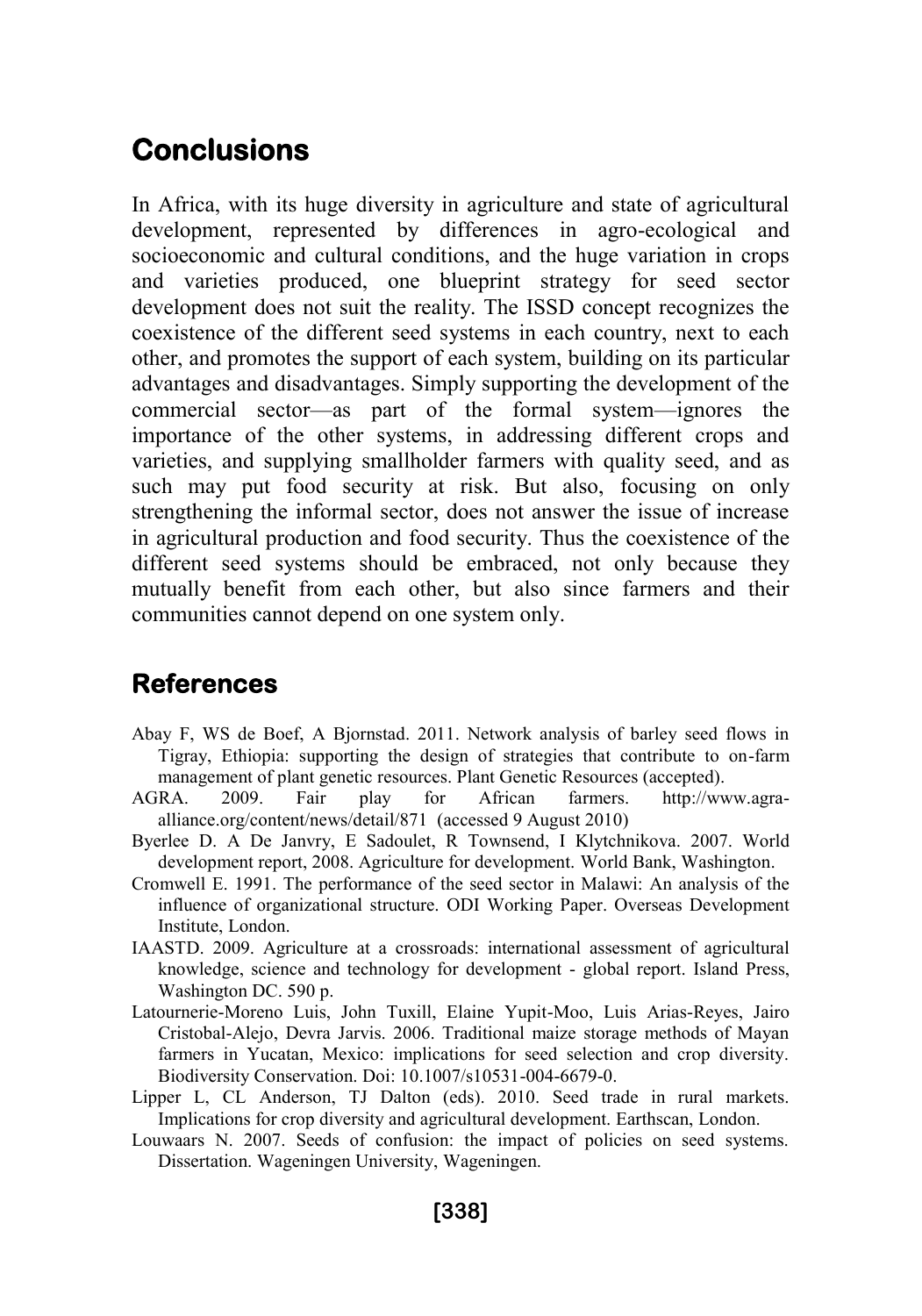## Conclusions

In Africa, with its huge diversity in agriculture and state of agricultural development, represented by differences in agro-ecological and socioeconomic and cultural conditions, and the huge variation in crops and varieties produced, one blueprint strategy for seed sector development does not suit the reality. The ISSD concept recognizes the coexistence of the different seed systems in each country, next to each other, and promotes the support of each system, building on its particular advantages and disadvantages. Simply supporting the development of the commercial sector—as part of the formal system—ignores the importance of the other systems, in addressing different crops and varieties, and supplying smallholder farmers with quality seed, and as such may put food security at risk. But also, focusing on only strengthening the informal sector, does not answer the issue of increase in agricultural production and food security. Thus the coexistence of the different seed systems should be embraced, not only because they mutually benefit from each other, but also since farmers and their communities cannot depend on one system only.

## References

Abay F, WS de Boef, A Bjornstad. 2011. Network analysis of barley seed flows in Tigray, Ethiopia: supporting the design of strategies that contribute to on-farm management of plant genetic resources. Plant Genetic Resources (accepted).

AGRA. 2009. Fair play for African farmers. http://www.agra-alliance.org/content/news/detail/871 (accessed 9 August 2010)

Byerlee D. A De Janvry, E Sadoulet, R Townsend, I Klytchnikova. 2007. World development report, 2008. Agriculture for development. World Bank, Washington.

Cromwell E. 1991. The performance of the seed sector in Malawi: An analysis of the influence of organizational structure. ODI Working Paper. Overseas Development Institute, London.

IAASTD. 2009. Agriculture at a crossroads: international assessment of agricultural knowledge, science and technology for development - global report. Island Press, Washington DC. 590 p.

Latournerie-Moreno Luis, John Tuxill, Elaine Yupit-Moo, Luis Arias-Reyes, Jairo Cristobal-Alejo, Devra Jarvis. 2006. Traditional maize storage methods of Mayan farmers in Yucatan, Mexico: implications for seed selection and crop diversity. Biodiversity Conservation. Doi: 10.1007/s10531-004-6679-0.

Lipper L, CL Anderson, TJ Dalton (eds). 2010. Seed trade in rural markets. Implications for crop diversity and agricultural development. Earthscan, London.

Louwaars N. 2007. Seeds of confusion: the impact of policies on seed systems. Dissertation. Wageningen University, Wageningen.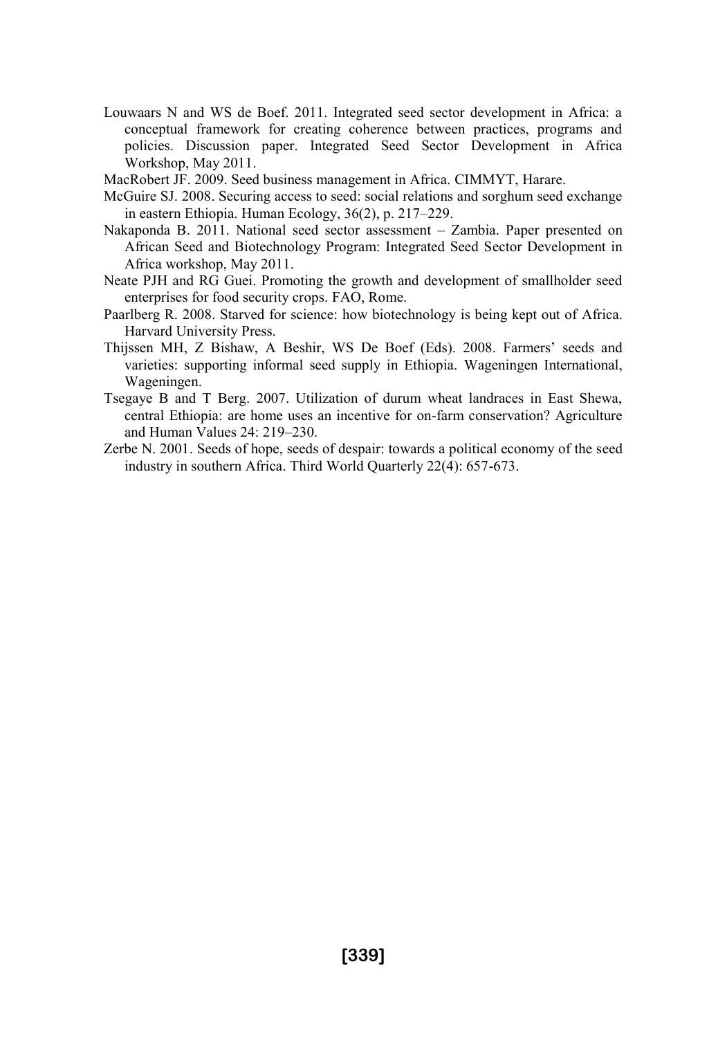Louwaars N and WS de Boef. 2011. Integrated seed sector development in Africa: a conceptual framework for creating coherence between practices, programs and policies. Discussion paper. Integrated Seed Sector Development in Africa Workshop, May 2011.

MacRobert JF. 2009. Seed business management in Africa. CIMMYT, Harare.

McGuire SJ. 2008. Securing access to seed: social relations and sorghum seed exchange in eastern Ethiopia. Human Ecology, 36(2), p. 217–229.

Nakaponda B. 2011. National seed sector assessment – Zambia. Paper presented on African Seed and Biotechnology Program: Integrated Seed Sector Development in Africa workshop, May 2011.

Neate PJH and RG Guei. Promoting the growth and development of smallholder seed enterprises for food security crops. FAO, Rome.

Paarlberg R. 2008. Starved for science: how biotechnology is being kept out of Africa. Harvard University Press.

Thijssen MH, Z Bishaw, A Beshir, WS De Boef (Eds). 2008. Farmers' seeds and varieties: supporting informal seed supply in Ethiopia. Wageningen International, Wageningen.

Tsegaye B and T Berg. 2007. Utilization of durum wheat landraces in East Shewa, central Ethiopia: are home uses an incentive for on-farm conservation? Agriculture and Human Values 24: 219–230.

Zerbe N. 2001. Seeds of hope, seeds of despair: towards a political economy of the seed industry in southern Africa. Third World Quarterly 22(4): 657-673.